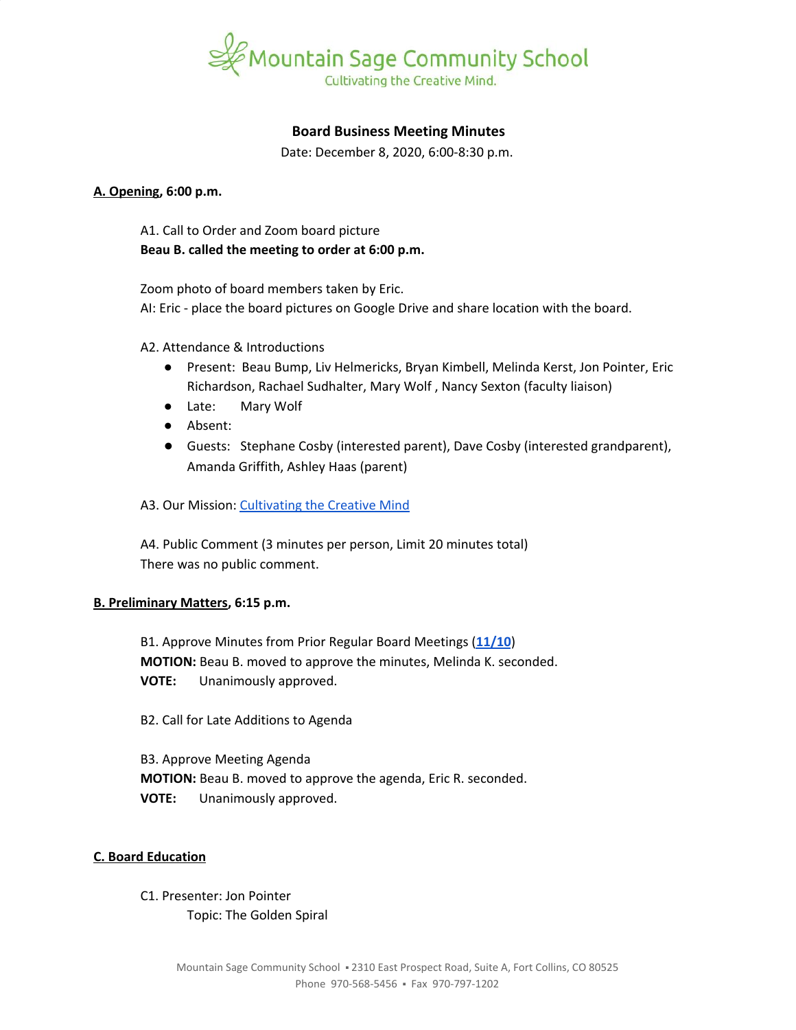# Mountain Sage Community School

Cultivating the Creative Mind.

**Board Business Meeting Minutes**

Date: December 8, 2020, 6:00-8:30 p.m.

**A. Opening, 6:00 p.m.**

A1. Call to Order and Zoom board picture

**Beau B. called the meeting to order at 6:00 p.m.**

Zoom photo of board members taken by Eric.

AI: Eric - place the board pictures on Google Drive and share location with the board.

A2. Attendance & Introductions

- Present: Beau Bump, Liv Helmericks, Bryan Kimbell, Melinda Kerst, Jon Pointer, Eric Richardson, Rachael Sudhalter, Mary Wolf , Nancy Sexton (faculty liaison)
- Late: Mary Wolf
- Absent:
- Guests: Stephane Cosby (interested parent), Dave Cosby (interested grandparent), Amanda Griffith, Ashley Haas (parent)

A3. Our Mission: Cultivating the Creative Mind

A4. Public Comment (3 minutes per person, Limit 20 minutes total)

There was no public comment.

**B. Preliminary Matters, 6:15 p.m.**

B1. Approve Minutes from Prior Regular Board Meetings (**11/10**)

**MOTION:** Beau B. moved to approve the minutes, Melinda K. seconded.

**VOTE:** Unanimously approved.

B2. Call for Late Additions to Agenda

B3. Approve Meeting Agenda

**MOTION:** Beau B. moved to approve the agenda, Eric R. seconded.

**VOTE:** Unanimously approved.

**C. Board Education**

C1. Presenter: Jon Pointer

Topic: The Golden Spiral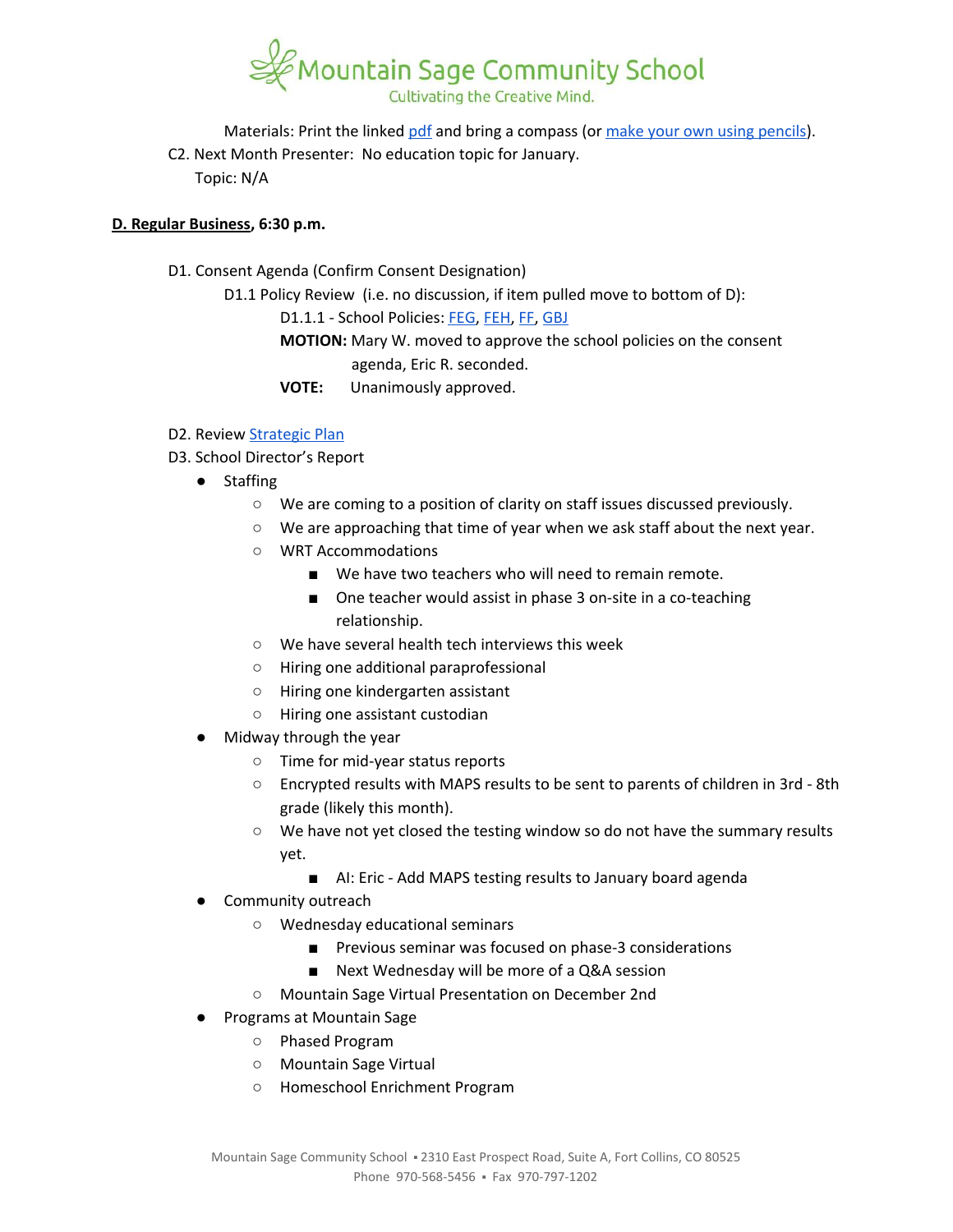Materials: Print the linked pdf and bring a compass (or make your own using pencils).

C2. Next Month Presenter: No education topic for January.

Topic: N/A

**D. Regular Business, 6:30 p.m.**

D1. Consent Agenda (Confirm Consent Designation)

D1.1 Policy Review (i.e. no discussion, if item pulled move to bottom of D):

D1.1.1 - School Policies: FEG, FEH, FF, GBJ

**MOTION:** Mary W. moved to approve the school policies on the consent agenda, Eric R. seconded.

**VOTE:** Unanimously approved.

D2. Review Strategic Plan

D3. School Director's Report

- Staffing
  - We are coming to a position of clarity on staff issues discussed previously.
  - We are approaching that time of year when we ask staff about the next year.
  - WRT Accommodations
    - We have two teachers who will need to remain remote.
    - One teacher would assist in phase 3 on-site in a co-teaching relationship.
  - We have several health tech interviews this week
  - Hiring one additional paraprofessional
  - Hiring one kindergarten assistant
  - Hiring one assistant custodian
- Midway through the year
  - Time for mid-year status reports
  - Encrypted results with MAPS results to be sent to parents of children in 3rd - 8th grade (likely this month).
  - We have not yet closed the testing window so do not have the summary results yet.
    - AI: Eric - Add MAPS testing results to January board agenda
- Community outreach
  - Wednesday educational seminars
    - Previous seminar was focused on phase-3 considerations
    - Next Wednesday will be more of a Q&A session
  - Mountain Sage Virtual Presentation on December 2nd
- Programs at Mountain Sage
  - Phased Program
  - Mountain Sage Virtual
  - Homeschool Enrichment Program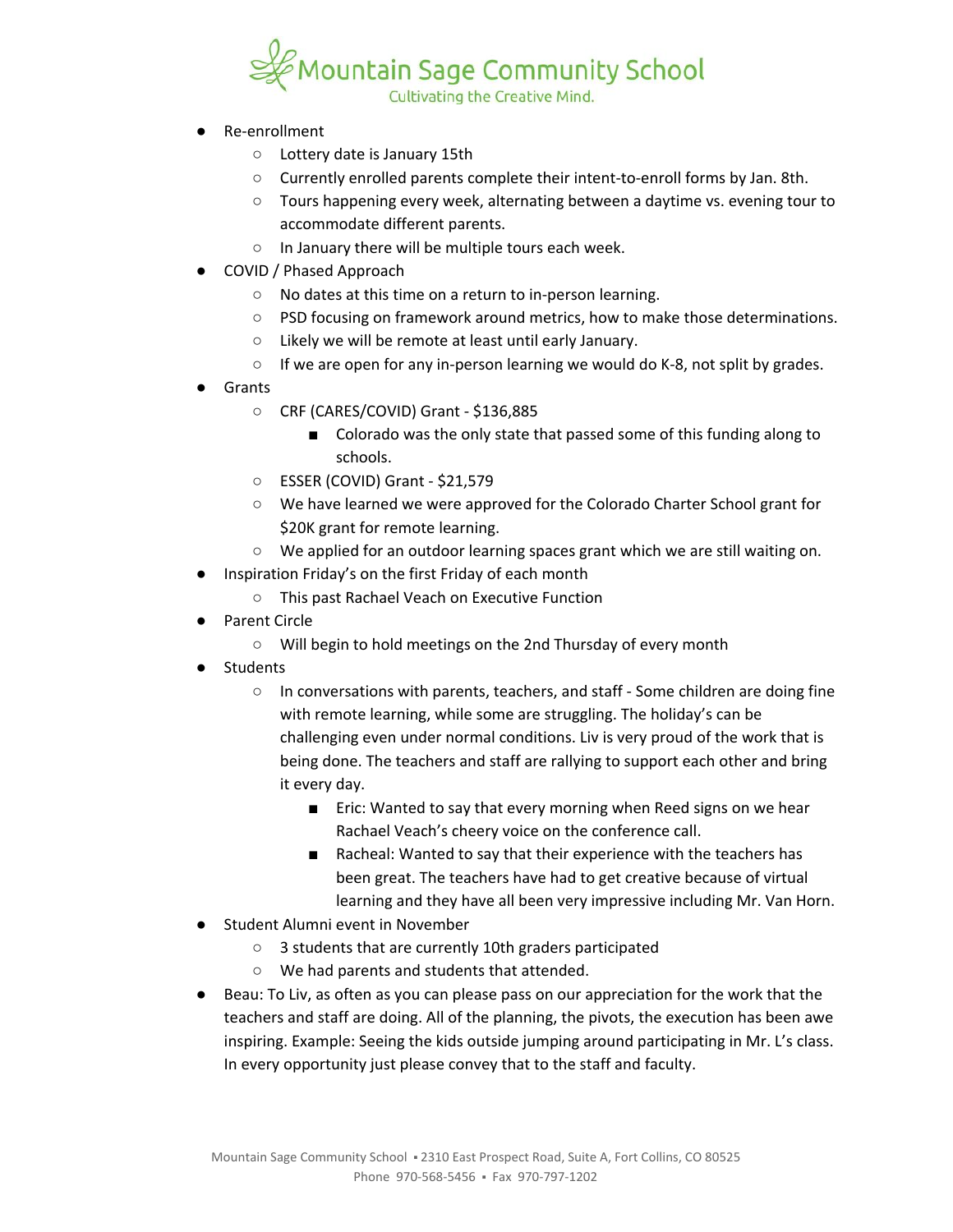- Re-enrollment
  - Lottery date is January 15th
  - Currently enrolled parents complete their intent-to-enroll forms by Jan. 8th.
  - Tours happening every week, alternating between a daytime vs. evening tour to accommodate different parents.
  - In January there will be multiple tours each week.
- COVID / Phased Approach
  - No dates at this time on a return to in-person learning.
  - PSD focusing on framework around metrics, how to make those determinations.
  - Likely we will be remote at least until early January.
  - If we are open for any in-person learning we would do K-8, not split by grades.
- Grants
  - CRF (CARES/COVID) Grant - $136,885
    - Colorado was the only state that passed some of this funding along to schools.
  - ESSER (COVID) Grant - $21,579
  - We have learned we were approved for the Colorado Charter School grant for $20K grant for remote learning.
  - We applied for an outdoor learning spaces grant which we are still waiting on.
- Inspiration Friday's on the first Friday of each month
  - This past Rachael Veach on Executive Function
- Parent Circle
  - Will begin to hold meetings on the 2nd Thursday of every month
- Students
  - In conversations with parents, teachers, and staff - Some children are doing fine with remote learning, while some are struggling. The holiday's can be challenging even under normal conditions. Liv is very proud of the work that is being done. The teachers and staff are rallying to support each other and bring it every day.
    - Eric: Wanted to say that every morning when Reed signs on we hear Rachael Veach's cheery voice on the conference call.
    - Racheal: Wanted to say that their experience with the teachers has been great. The teachers have had to get creative because of virtual learning and they have all been very impressive including Mr. Van Horn.
- Student Alumni event in November
  - 3 students that are currently 10th graders participated
  - We had parents and students that attended.
- Beau: To Liv, as often as you can please pass on our appreciation for the work that the teachers and staff are doing. All of the planning, the pivots, the execution has been awe inspiring. Example: Seeing the kids outside jumping around participating in Mr. L's class. In every opportunity just please convey that to the staff and faculty.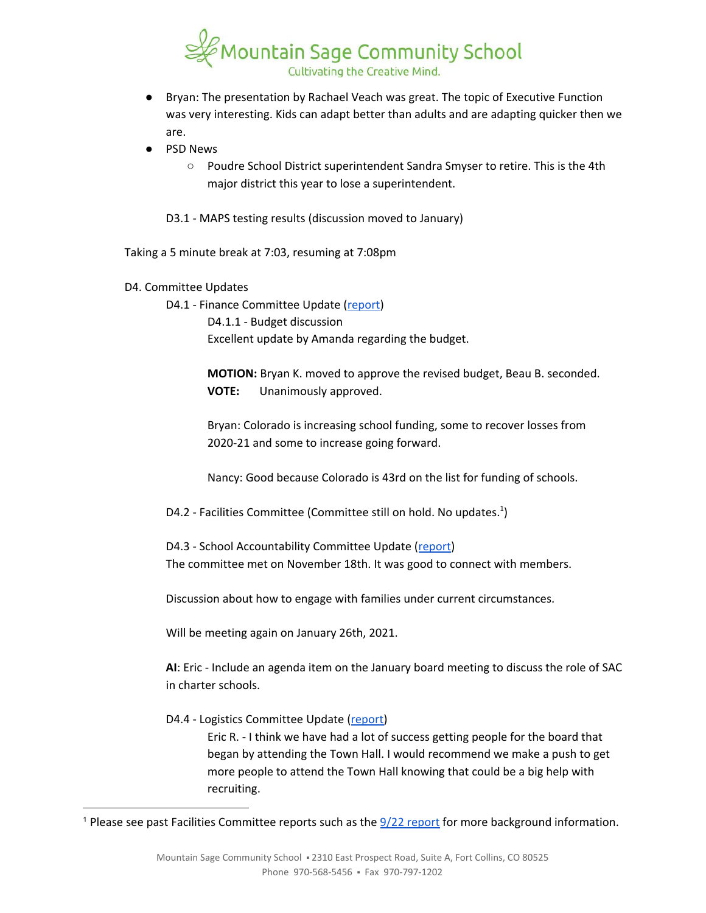- Bryan: The presentation by Rachael Veach was great. The topic of Executive Function was very interesting. Kids can adapt better than adults and are adapting quicker then we are.
- PSD News
  - Poudre School District superintendent Sandra Smyser to retire. This is the 4th major district this year to lose a superintendent.

D3.1 - MAPS testing results (discussion moved to January)

Taking a 5 minute break at 7:03, resuming at 7:08pm

D4. Committee Updates

D4.1 - Finance Committee Update (report)

D4.1.1 - Budget discussion

Excellent update by Amanda regarding the budget.

**MOTION:** Bryan K. moved to approve the revised budget, Beau B. seconded.
**VOTE:** Unanimously approved.

Bryan: Colorado is increasing school funding, some to recover losses from 2020-21 and some to increase going forward.

Nancy: Good because Colorado is 43rd on the list for funding of schools.

D4.2 - Facilities Committee (Committee still on hold. No updates.[1])

D4.3 - School Accountability Committee Update (report)

The committee met on November 18th. It was good to connect with members.

Discussion about how to engage with families under current circumstances.

Will be meeting again on January 26th, 2021.

**AI**: Eric - Include an agenda item on the January board meeting to discuss the role of SAC in charter schools.

D4.4 - Logistics Committee Update (report)

Eric R. - I think we have had a lot of success getting people for the board that began by attending the Town Hall. I would recommend we make a push to get more people to attend the Town Hall knowing that could be a big help with recruiting.

---

[1] Please see past Facilities Committee reports such as the 9/22 report for more background information.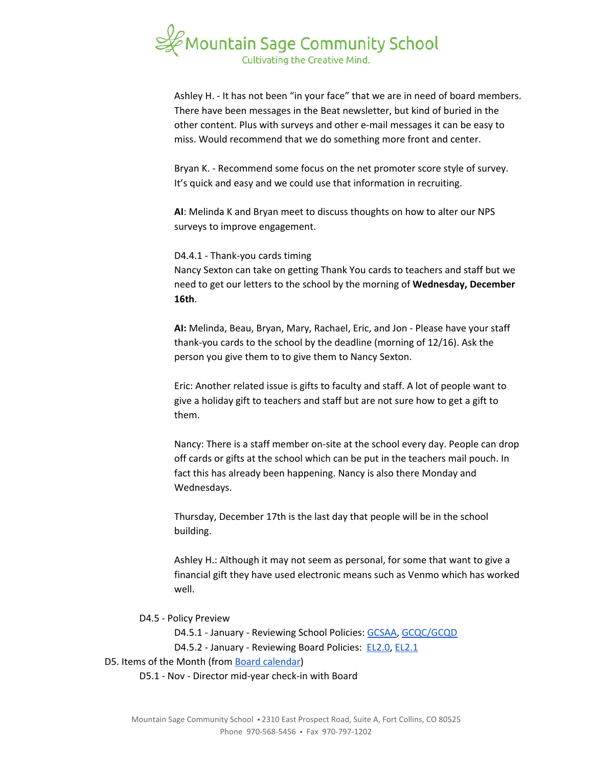Ashley H. - It has not been "in your face" that we are in need of board members. There have been messages in the Beat newsletter, but kind of buried in the other content. Plus with surveys and other e-mail messages it can be easy to miss. Would recommend that we do something more front and center.

Bryan K. - Recommend some focus on the net promoter score style of survey. It's quick and easy and we could use that information in recruiting.

**AI**: Melinda K and Bryan meet to discuss thoughts on how to alter our NPS surveys to improve engagement.

D4.4.1 - Thank-you cards timing
Nancy Sexton can take on getting Thank You cards to teachers and staff but we need to get our letters to the school by the morning of **Wednesday, December 16th**.

**AI:** Melinda, Beau, Bryan, Mary, Rachael, Eric, and Jon - Please have your staff thank-you cards to the school by the deadline (morning of 12/16). Ask the person you give them to to give them to Nancy Sexton.

Eric: Another related issue is gifts to faculty and staff. A lot of people want to give a holiday gift to teachers and staff but are not sure how to get a gift to them.

Nancy: There is a staff member on-site at the school every day. People can drop off cards or gifts at the school which can be put in the teachers mail pouch. In fact this has already been happening. Nancy is also there Monday and Wednesdays.

Thursday, December 17th is the last day that people will be in the school building.

Ashley H.: Although it may not seem as personal, for some that want to give a financial gift they have used electronic means such as Venmo which has worked well.

D4.5 - Policy Preview
- D4.5.1 - January - Reviewing School Policies: GCSAA, GCQC/GCQD
- D4.5.2 - January - Reviewing Board Policies: EL2.0, EL2.1

D5. Items of the Month (from Board calendar)
- D5.1 - Nov - Director mid-year check-in with Board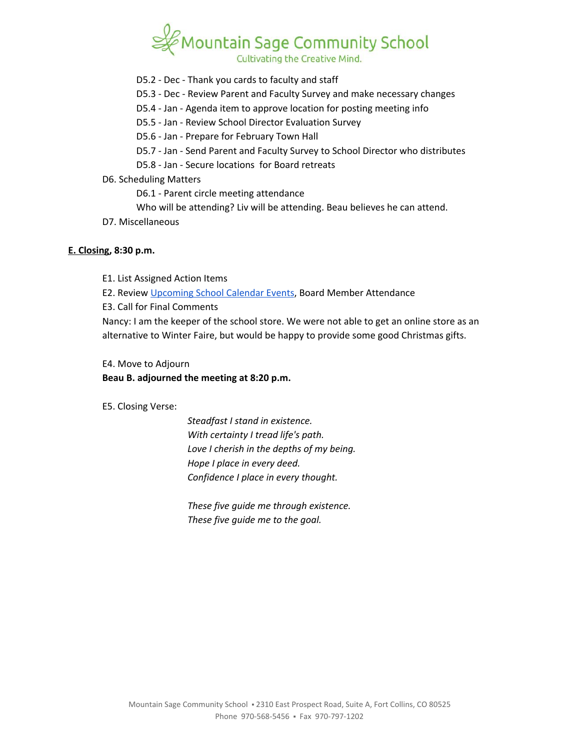D5.2 - Dec - Thank you cards to faculty and staff

D5.3 - Dec - Review Parent and Faculty Survey and make necessary changes

D5.4 - Jan - Agenda item to approve location for posting meeting info

D5.5 - Jan - Review School Director Evaluation Survey

D5.6 - Jan - Prepare for February Town Hall

D5.7 - Jan - Send Parent and Faculty Survey to School Director who distributes

D5.8 - Jan - Secure locations for Board retreats

D6. Scheduling Matters

D6.1 - Parent circle meeting attendance

Who will be attending? Liv will be attending. Beau believes he can attend.

D7. Miscellaneous

**E. Closing, 8:30 p.m.**

E1. List Assigned Action Items

E2. Review Upcoming School Calendar Events, Board Member Attendance

E3. Call for Final Comments

Nancy: I am the keeper of the school store. We were not able to get an online store as an alternative to Winter Faire, but would be happy to provide some good Christmas gifts.

E4. Move to Adjourn

**Beau B. adjourned the meeting at 8:20 p.m.**

E5. Closing Verse:

*Steadfast I stand in existence.*
*With certainty I tread life's path.*
*Love I cherish in the depths of my being.*
*Hope I place in every deed.*
*Confidence I place in every thought.*

*These five guide me through existence.*
*These five guide me to the goal.*